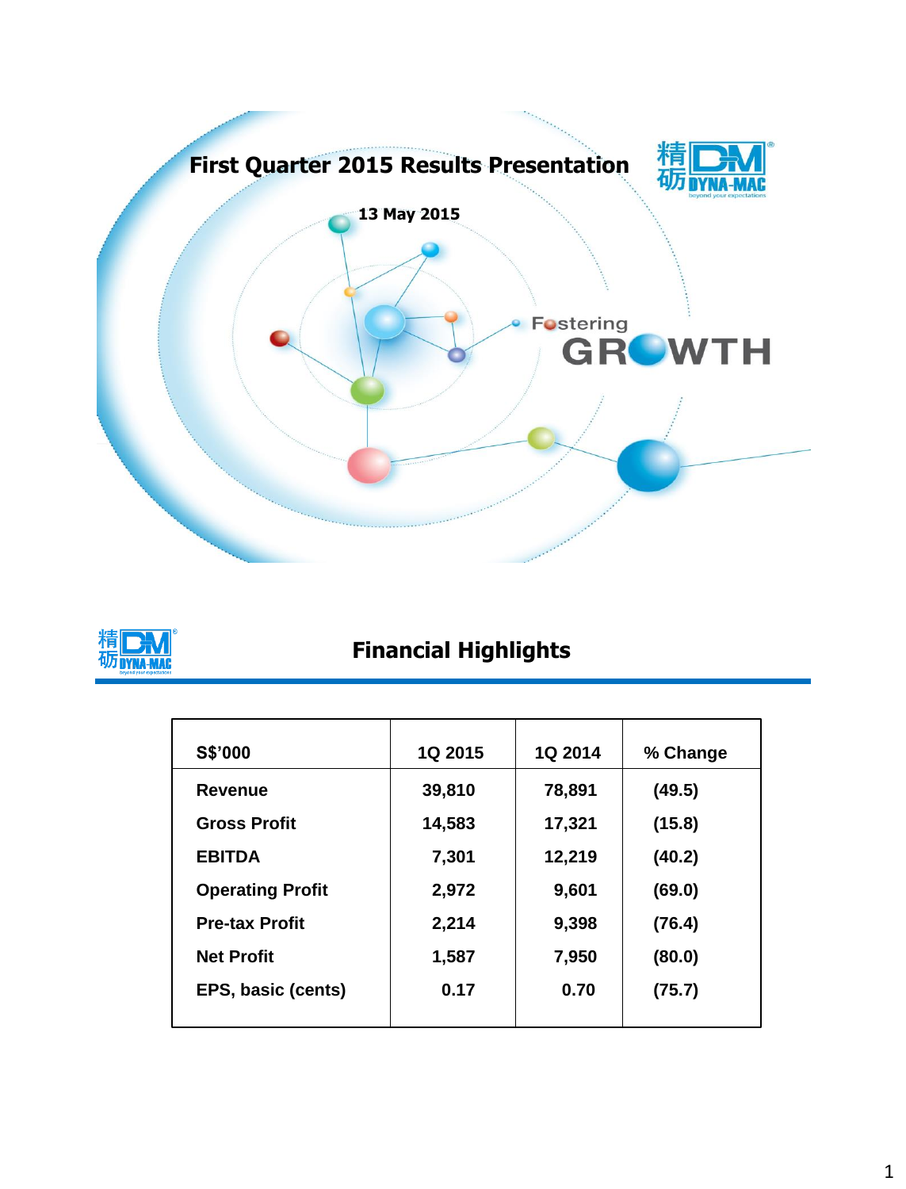# First Quarter 2015 Results Presentation

13 May 2015

Fostering GROWTH

## Financial Highlights

| S$'000 | 1Q 2015 | 1Q 2014 | % Change |
|---|---|---|---|
| Revenue | 39,810 | 78,891 | (49.5) |
| Gross Profit | 14,583 | 17,321 | (15.8) |
| EBITDA | 7,301 | 12,219 | (40.2) |
| Operating Profit | 2,972 | 9,601 | (69.0) |
| Pre-tax Profit | 2,214 | 9,398 | (76.4) |
| Net Profit | 1,587 | 7,950 | (80.0) |
| EPS, basic (cents) | 0.17 | 0.70 | (75.7) |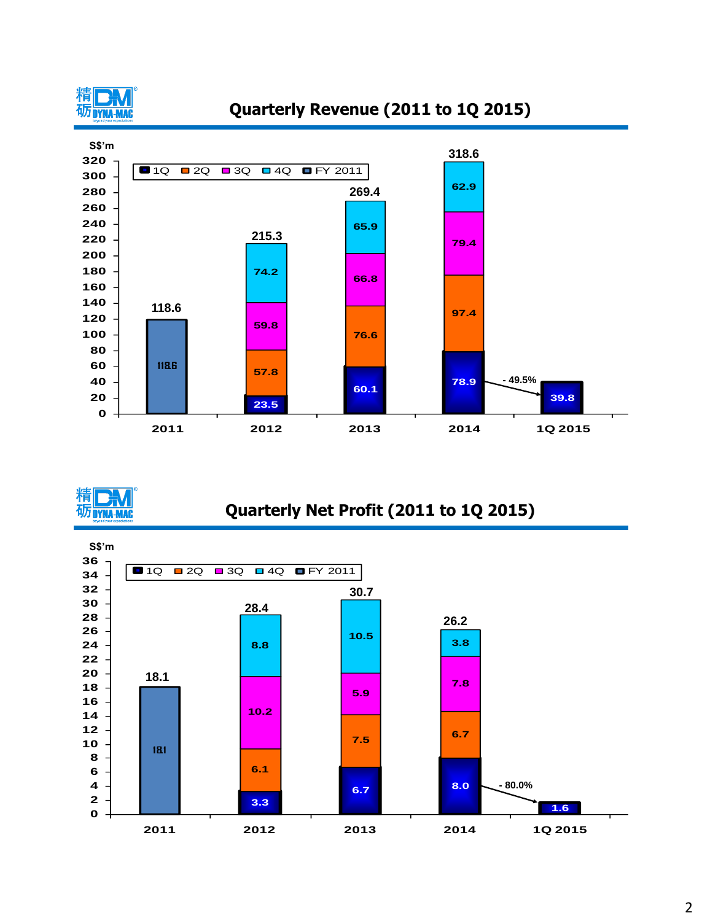## Quarterly Revenue (2011 to 1Q 2015)

S$'m

| | 1Q | 2Q | 3Q | 4Q | FY 2011 | Total |
|---|---|---|---|---|---|---|
| 2011 | | | | | 118.6 | 118.6 |
| 2012 | 23.5 | 57.8 | 59.8 | 74.2 | | 215.3 |
| 2013 | 60.1 | 76.6 | 66.8 | 65.9 | | 269.4 |
| 2014 | 78.9 | 97.4 | 79.4 | 62.9 | | 318.6 |
| 1Q 2015 | 39.8 | | | | | |

1Q 2015 vs 1Q 2014: - 49.5%

## Quarterly Net Profit (2011 to 1Q 2015)

S$'m

| | 1Q | 2Q | 3Q | 4Q | FY 2011 | Total |
|---|---|---|---|---|---|---|
| 2011 | | | | | 18.1 | 18.1 |
| 2012 | 3.3 | 6.1 | 10.2 | 8.8 | | 28.4 |
| 2013 | 6.7 | 7.5 | 5.9 | 10.5 | | 30.7 |
| 2014 | 8.0 | 6.7 | 7.8 | 3.8 | | 26.2 |
| 1Q 2015 | 1.6 | | | | | |

1Q 2015 vs 1Q 2014: - 80.0%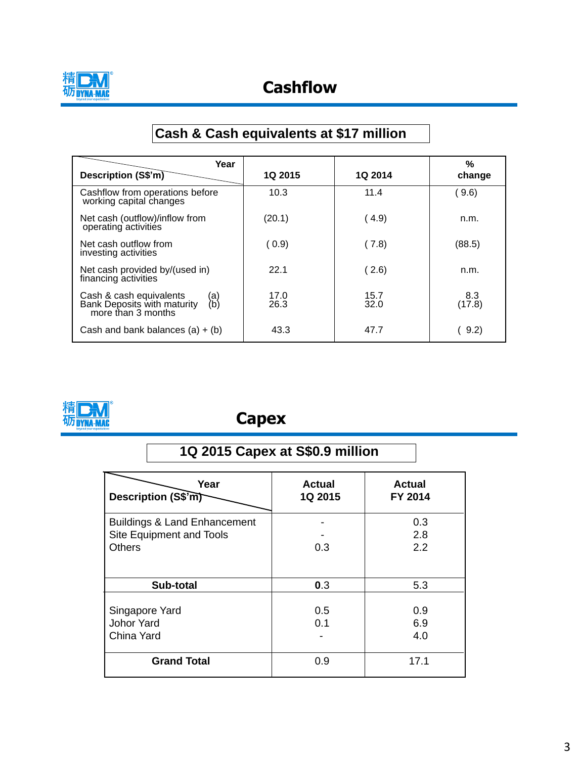# Cashflow

**Cash & Cash equivalents at $17 million**

| Description (S$'m) / Year | 1Q 2015 | 1Q 2014 | % change |
|---|---|---|---|
| Cashflow from operations before working capital changes | 10.3 | 11.4 | ( 9.6) |
| Net cash (outflow)/inflow from operating activities | (20.1) | ( 4.9) | n.m. |
| Net cash outflow from investing activities | ( 0.9) | ( 7.8) | (88.5) |
| Net cash provided by/(used in) financing activities | 22.1 | ( 2.6) | n.m. |
| Cash & cash equivalents (a) | 17.0 | 15.7 | 8.3 |
| Bank Deposits with maturity more than 3 months (b) | 26.3 | 32.0 | (17.8) |
| Cash and bank balances (a) + (b) | 43.3 | 47.7 | ( 9.2) |

# Capex

**1Q 2015 Capex at S$0.9 million**

| Description (S$'m) / Year | Actual 1Q 2015 | Actual FY 2014 |
|---|---|---|
| Buildings & Land Enhancement | - | 0.3 |
| Site Equipment and Tools | - | 2.8 |
| Others | 0.3 | 2.2 |
| **Sub-total** | **0.3** | 5.3 |
| Singapore Yard | 0.5 | 0.9 |
| Johor Yard | 0.1 | 6.9 |
| China Yard | - | 4.0 |
| **Grand Total** | 0.9 | 17.1 |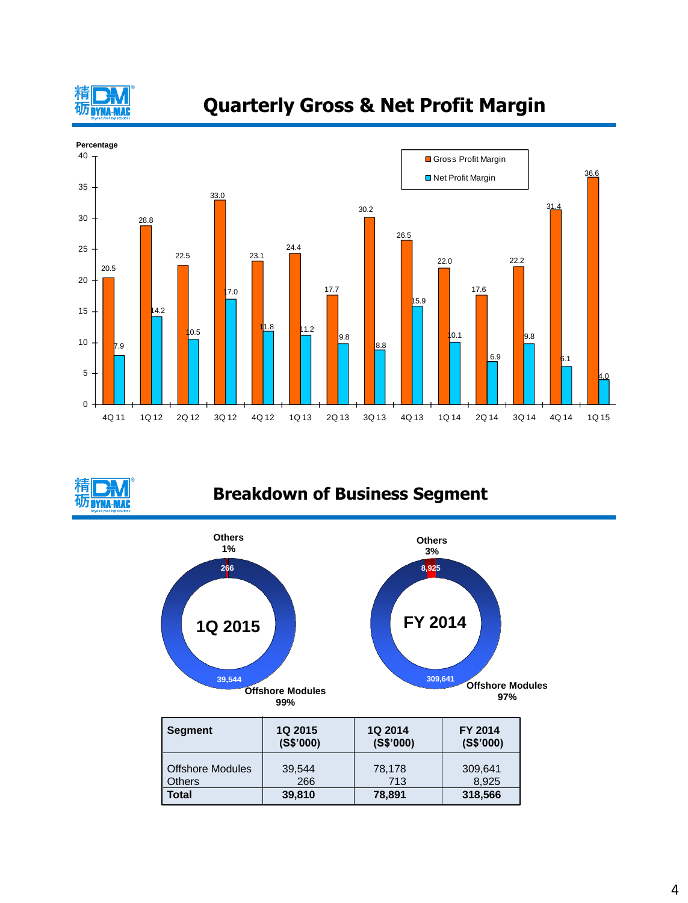## Quarterly Gross & Net Profit Margin

Percentage

| Quarter | Gross Profit Margin | Net Profit Margin |
|---|---|---|
| 4Q 11 | 20.5 | 7.9 |
| 1Q 12 | 28.8 | 14.2 |
| 2Q 12 | 22.5 | 10.5 |
| 3Q 12 | 33.0 | 17.0 |
| 4Q 12 | 23.1 | 11.8 |
| 1Q 13 | 24.4 | 11.2 |
| 2Q 13 | 17.7 | 9.8 |
| 3Q 13 | 30.2 | 8.8 |
| 4Q 13 | 26.5 | 15.9 |
| 1Q 14 | 22.0 | 10.1 |
| 2Q 14 | 17.6 | 6.9 |
| 3Q 14 | 22.2 | 9.8 |
| 4Q 14 | 31.4 | 6.1 |
| 1Q 15 | 36.6 | 4.0 |

## Breakdown of Business Segment

**1Q 2015**: Others 1% (266); Offshore Modules 99% (39,544)

**FY 2014**: Others 3% (8,925); Offshore Modules 97% (309,641)

| Segment | 1Q 2015 (S$'000) | 1Q 2014 (S$'000) | FY 2014 (S$'000) |
|---|---|---|---|
| Offshore Modules | 39,544 | 78,178 | 309,641 |
| Others | 266 | 713 | 8,925 |
| **Total** | **39,810** | **78,891** | **318,566** |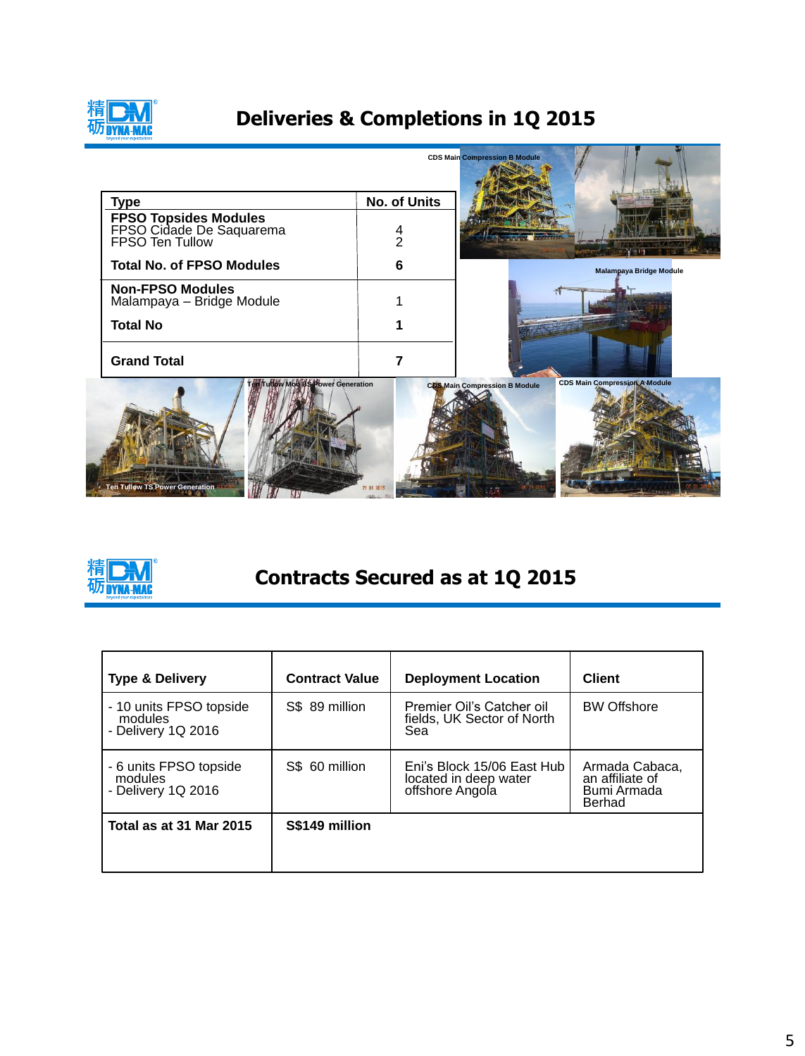## Deliveries & Completions in 1Q 2015

| Type | No. of Units |
|---|---|
| **FPSO Topsides Modules** | |
| FPSO Cidade De Saquarema | 4 |
| FPSO Ten Tullow | 2 |
| **Total No. of FPSO Modules** | **6** |
| **Non-FPSO Modules** | |
| Malampaya – Bridge Module | 1 |
| **Total No** | **1** |
| **Grand Total** | **7** |

CDS Main Compression B Module

Malampaya Bridge Module

Ten Tullow Mod BS Power Generation

CDS Main Compression B Module

CDS Main Compression A Module

Ten Tullow TS Power Generation

## Contracts Secured as at 1Q 2015

| Type & Delivery | Contract Value | Deployment Location | Client |
|---|---|---|---|
| - 10 units FPSO topside modules<br>- Delivery 1Q 2016 | S$ 89 million | Premier Oil's Catcher oil fields, UK Sector of North Sea | BW Offshore |
| - 6 units FPSO topside modules<br>- Delivery 1Q 2016 | S$ 60 million | Eni's Block 15/06 East Hub located in deep water offshore Angola | Armada Cabaca, an affiliate of Bumi Armada Berhad |
| **Total as at 31 Mar 2015** | **S$149 million** | | |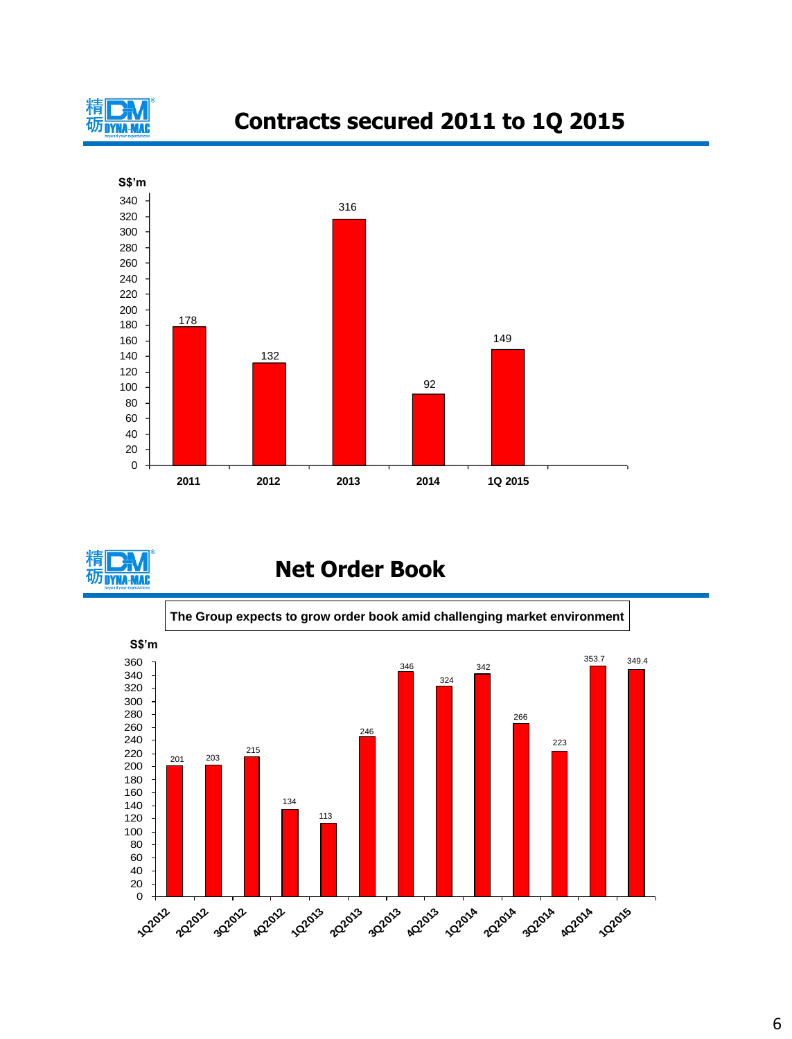## Contracts secured 2011 to 1Q 2015

S$'m

| Period | S$'m |
|---|---|
| 2011 | 178 |
| 2012 | 132 |
| 2013 | 316 |
| 2014 | 92 |
| 1Q 2015 | 149 |

## Net Order Book

**The Group expects to grow order book amid challenging market environment**

S$'m

| Quarter | S$'m |
|---|---|
| 1Q2012 | 201 |
| 2Q2012 | 203 |
| 3Q2012 | 215 |
| 4Q2012 | 134 |
| 1Q2013 | 113 |
| 2Q2013 | 246 |
| 3Q2013 | 346 |
| 4Q2013 | 324 |
| 1Q2014 | 342 |
| 2Q2014 | 266 |
| 3Q2014 | 223 |
| 4Q2014 | 353.7 |
| 1Q2015 | 349.4 |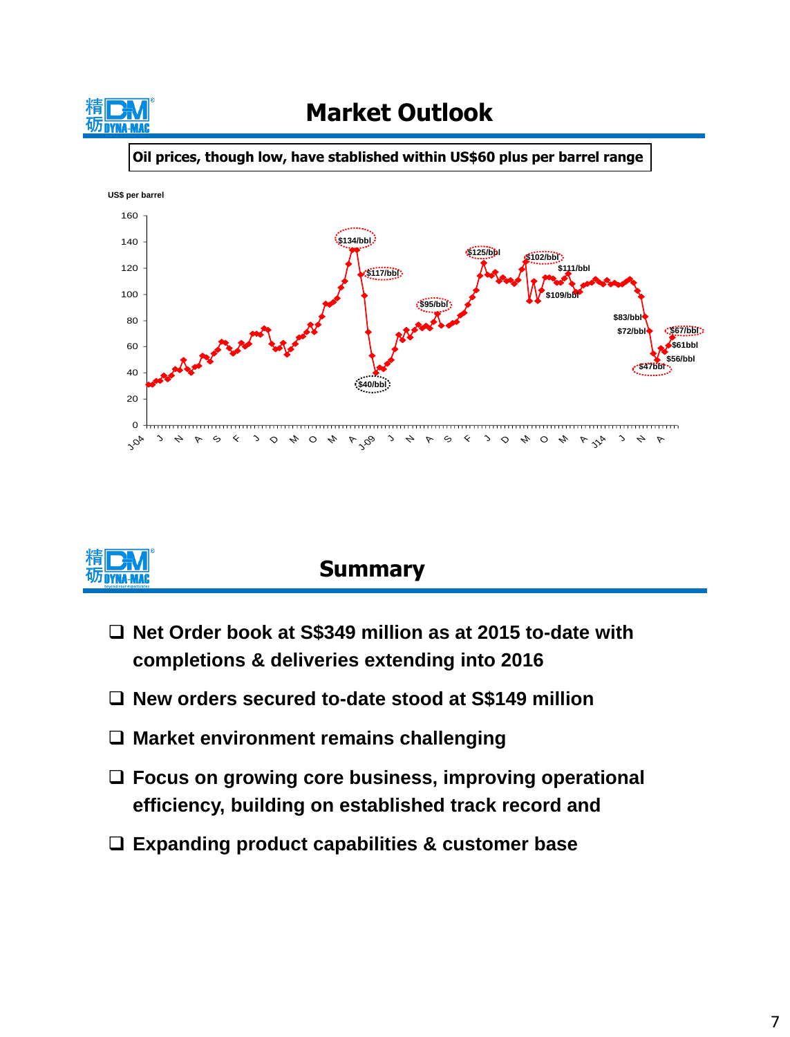## Market Outlook

**Oil prices, though low, have stablished within US$60 plus per barrel range**

US$ per barrel

$134/bbl, $117/bbl, $40/bbl, $95/bbl, $125/bbl, $102/bbl, $111/bbl, $109/bbl, $83/bbl, $72/bbl, $47bbl, $56/bbl, $61bbl, $67/bbl

## Summary

- Net Order book at S$349 million as at 2015 to-date with completions & deliveries extending into 2016
- New orders secured to-date stood at S$149 million
- Market environment remains challenging
- Focus on growing core business, improving operational efficiency, building on established track record and
- Expanding product capabilities & customer base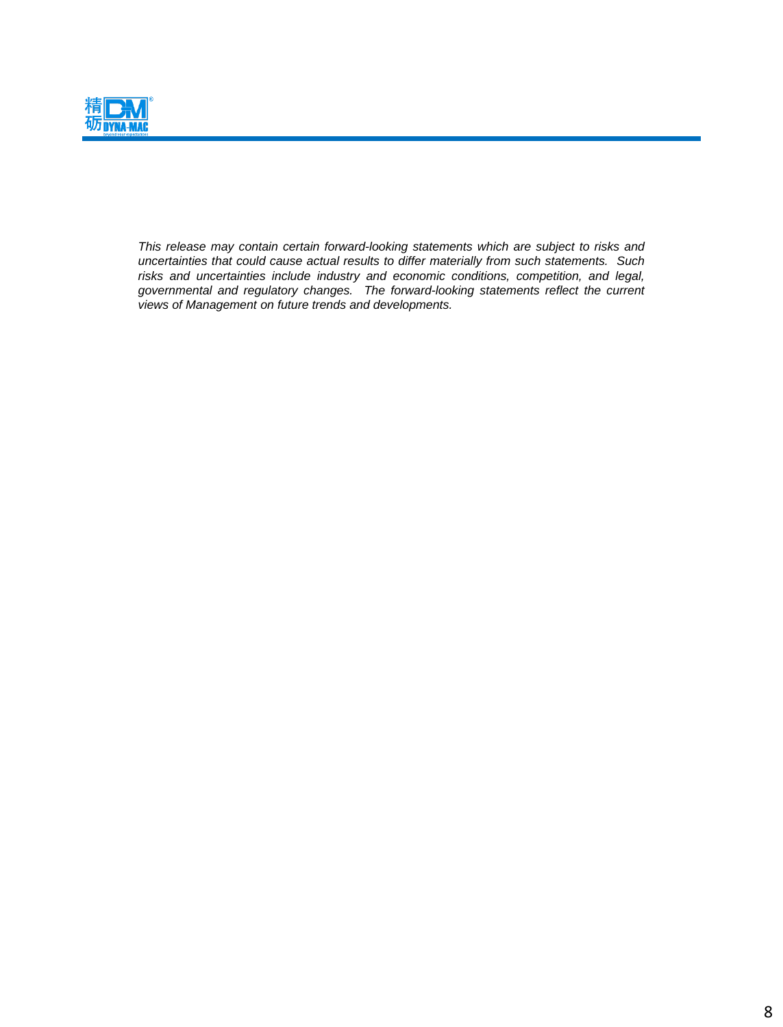*This release may contain certain forward-looking statements which are subject to risks and uncertainties that could cause actual results to differ materially from such statements. Such risks and uncertainties include industry and economic conditions, competition, and legal, governmental and regulatory changes. The forward-looking statements reflect the current views of Management on future trends and developments.*